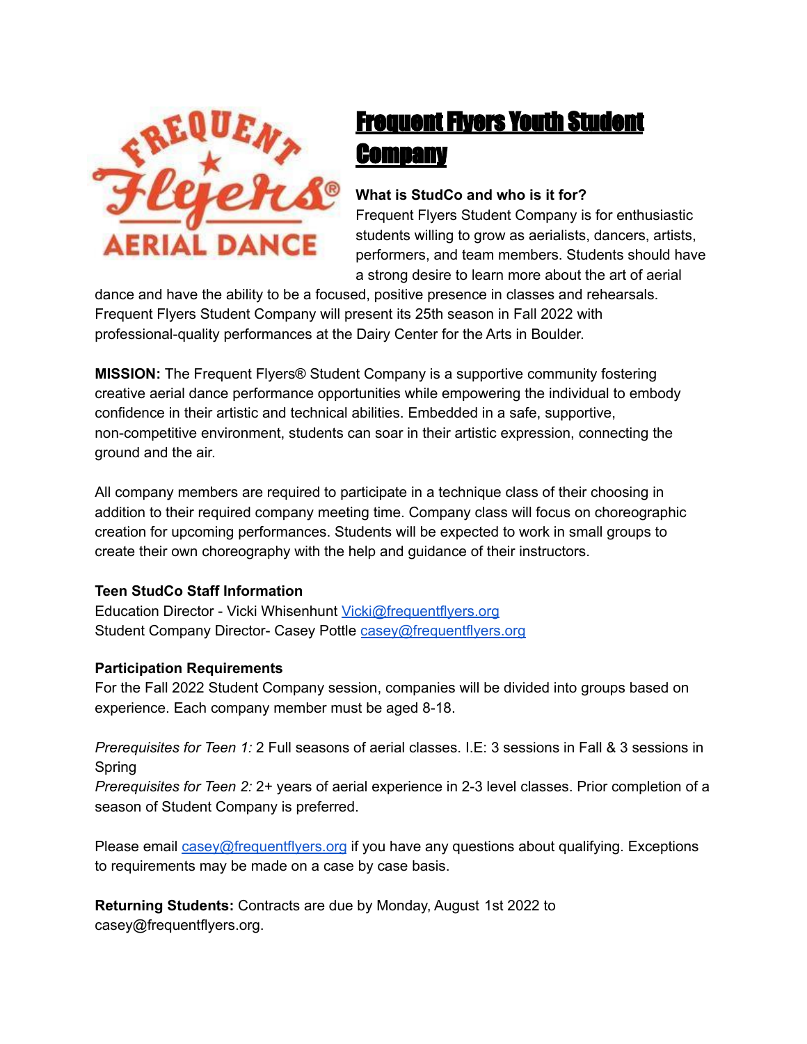# Frequent Flyers Youth Student Company

**What is StudCo and who is it for?**

Frequent Flyers Student Company is for enthusiastic students willing to grow as aerialists, dancers, artists, performers, and team members. Students should have a strong desire to learn more about the art of aerial dance and have the ability to be a focused, positive presence in classes and rehearsals. Frequent Flyers Student Company will present its 25th season in Fall 2022 with professional-quality performances at the Dairy Center for the Arts in Boulder.

**MISSION:** The Frequent Flyers® Student Company is a supportive community fostering creative aerial dance performance opportunities while empowering the individual to embody confidence in their artistic and technical abilities. Embedded in a safe, supportive, non-competitive environment, students can soar in their artistic expression, connecting the ground and the air.

All company members are required to participate in a technique class of their choosing in addition to their required company meeting time. Company class will focus on choreographic creation for upcoming performances. Students will be expected to work in small groups to create their own choreography with the help and guidance of their instructors.

**Teen StudCo Staff Information**

Education Director - Vicki Whisenhunt Vicki@frequentflyers.org
Student Company Director- Casey Pottle casey@frequentflyers.org

**Participation Requirements**

For the Fall 2022 Student Company session, companies will be divided into groups based on experience. Each company member must be aged 8-18.

*Prerequisites for Teen 1:* 2 Full seasons of aerial classes. I.E: 3 sessions in Fall & 3 sessions in Spring
*Prerequisites for Teen 2:* 2+ years of aerial experience in 2-3 level classes. Prior completion of a season of Student Company is preferred.

Please email casey@frequentflyers.org if you have any questions about qualifying. Exceptions to requirements may be made on a case by case basis.

**Returning Students:** Contracts are due by Monday, August 1st 2022 to casey@frequentflyers.org.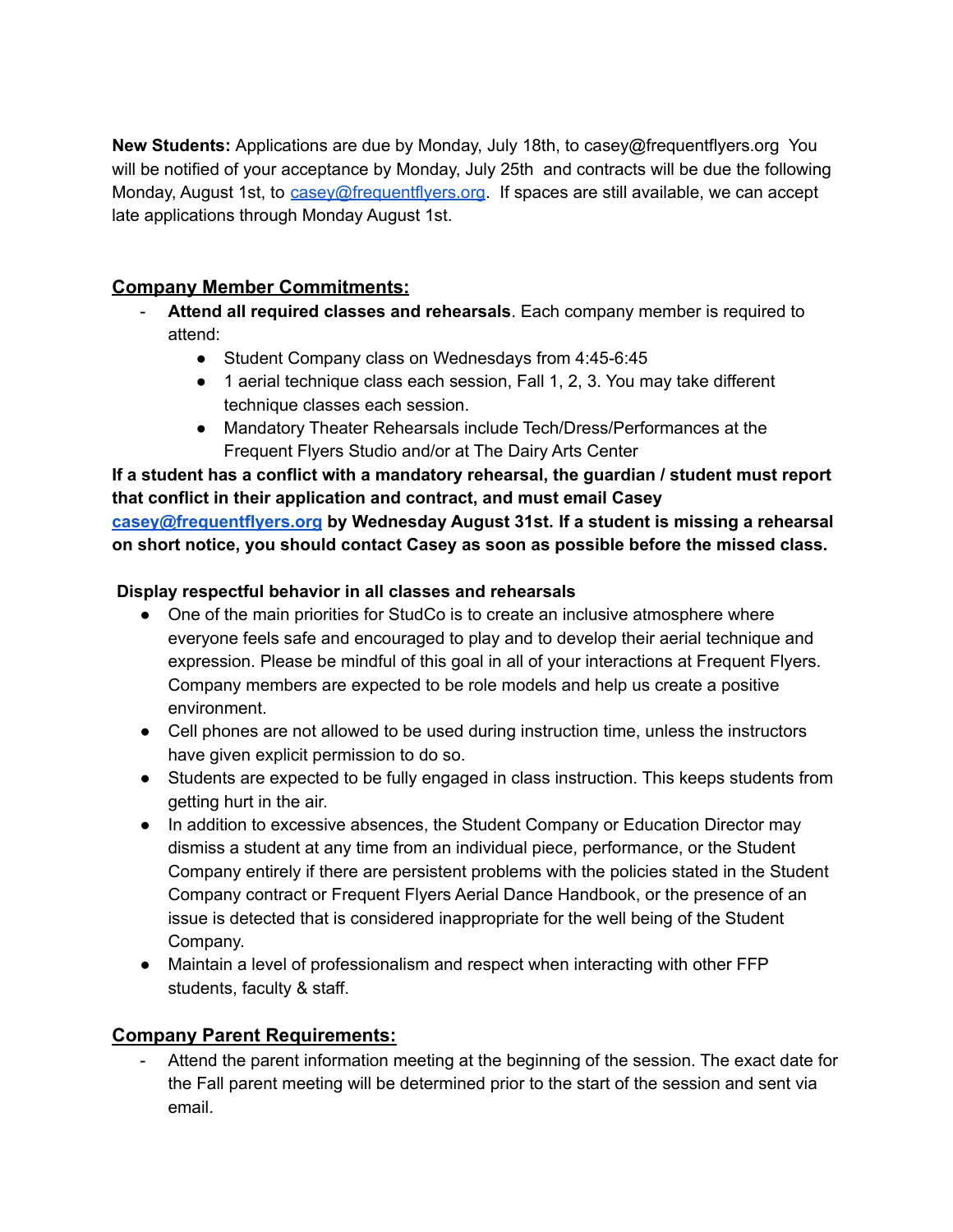**New Students:** Applications are due by Monday, July 18th, to casey@frequentflyers.org You will be notified of your acceptance by Monday, July 25th and contracts will be due the following Monday, August 1st, to casey@frequentflyers.org. If spaces are still available, we can accept late applications through Monday August 1st.

## Company Member Commitments:

- **Attend all required classes and rehearsals**. Each company member is required to attend:
  - Student Company class on Wednesdays from 4:45-6:45
  - 1 aerial technique class each session, Fall 1, 2, 3. You may take different technique classes each session.
  - Mandatory Theater Rehearsals include Tech/Dress/Performances at the Frequent Flyers Studio and/or at The Dairy Arts Center

**If a student has a conflict with a mandatory rehearsal, the guardian / student must report that conflict in their application and contract, and must email Casey casey@frequentflyers.org by Wednesday August 31st. If a student is missing a rehearsal on short notice, you should contact Casey as soon as possible before the missed class.**

**Display respectful behavior in all classes and rehearsals**

- One of the main priorities for StudCo is to create an inclusive atmosphere where everyone feels safe and encouraged to play and to develop their aerial technique and expression. Please be mindful of this goal in all of your interactions at Frequent Flyers. Company members are expected to be role models and help us create a positive environment.
- Cell phones are not allowed to be used during instruction time, unless the instructors have given explicit permission to do so.
- Students are expected to be fully engaged in class instruction. This keeps students from getting hurt in the air.
- In addition to excessive absences, the Student Company or Education Director may dismiss a student at any time from an individual piece, performance, or the Student Company entirely if there are persistent problems with the policies stated in the Student Company contract or Frequent Flyers Aerial Dance Handbook, or the presence of an issue is detected that is considered inappropriate for the well being of the Student Company.
- Maintain a level of professionalism and respect when interacting with other FFP students, faculty & staff.

## Company Parent Requirements:

- Attend the parent information meeting at the beginning of the session. The exact date for the Fall parent meeting will be determined prior to the start of the session and sent via email.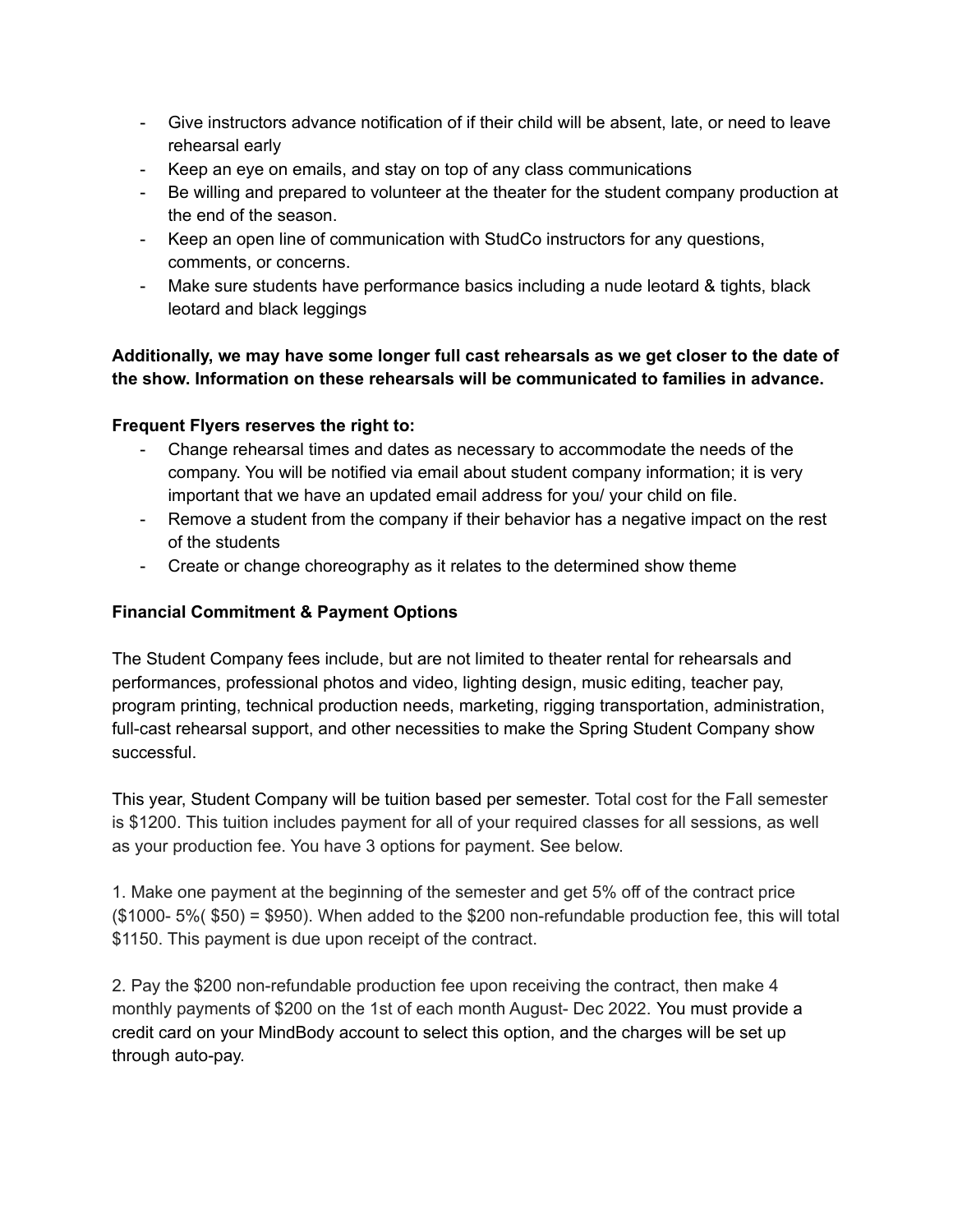- Give instructors advance notification of if their child will be absent, late, or need to leave rehearsal early
- Keep an eye on emails, and stay on top of any class communications
- Be willing and prepared to volunteer at the theater for the student company production at the end of the season.
- Keep an open line of communication with StudCo instructors for any questions, comments, or concerns.
- Make sure students have performance basics including a nude leotard & tights, black leotard and black leggings

**Additionally, we may have some longer full cast rehearsals as we get closer to the date of the show. Information on these rehearsals will be communicated to families in advance.**

**Frequent Flyers reserves the right to:**

- Change rehearsal times and dates as necessary to accommodate the needs of the company. You will be notified via email about student company information; it is very important that we have an updated email address for you/ your child on file.
- Remove a student from the company if their behavior has a negative impact on the rest of the students
- Create or change choreography as it relates to the determined show theme

**Financial Commitment & Payment Options**

The Student Company fees include, but are not limited to theater rental for rehearsals and performances, professional photos and video, lighting design, music editing, teacher pay, program printing, technical production needs, marketing, rigging transportation, administration, full-cast rehearsal support, and other necessities to make the Spring Student Company show successful.

This year, Student Company will be tuition based per semester. Total cost for the Fall semester is $1200. This tuition includes payment for all of your required classes for all sessions, as well as your production fee. You have 3 options for payment. See below.

1. Make one payment at the beginning of the semester and get 5% off of the contract price ($1000- 5%( $50) = $950). When added to the $200 non-refundable production fee, this will total $1150. This payment is due upon receipt of the contract.

2. Pay the $200 non-refundable production fee upon receiving the contract, then make 4 monthly payments of $200 on the 1st of each month August- Dec 2022. You must provide a credit card on your MindBody account to select this option, and the charges will be set up through auto-pay.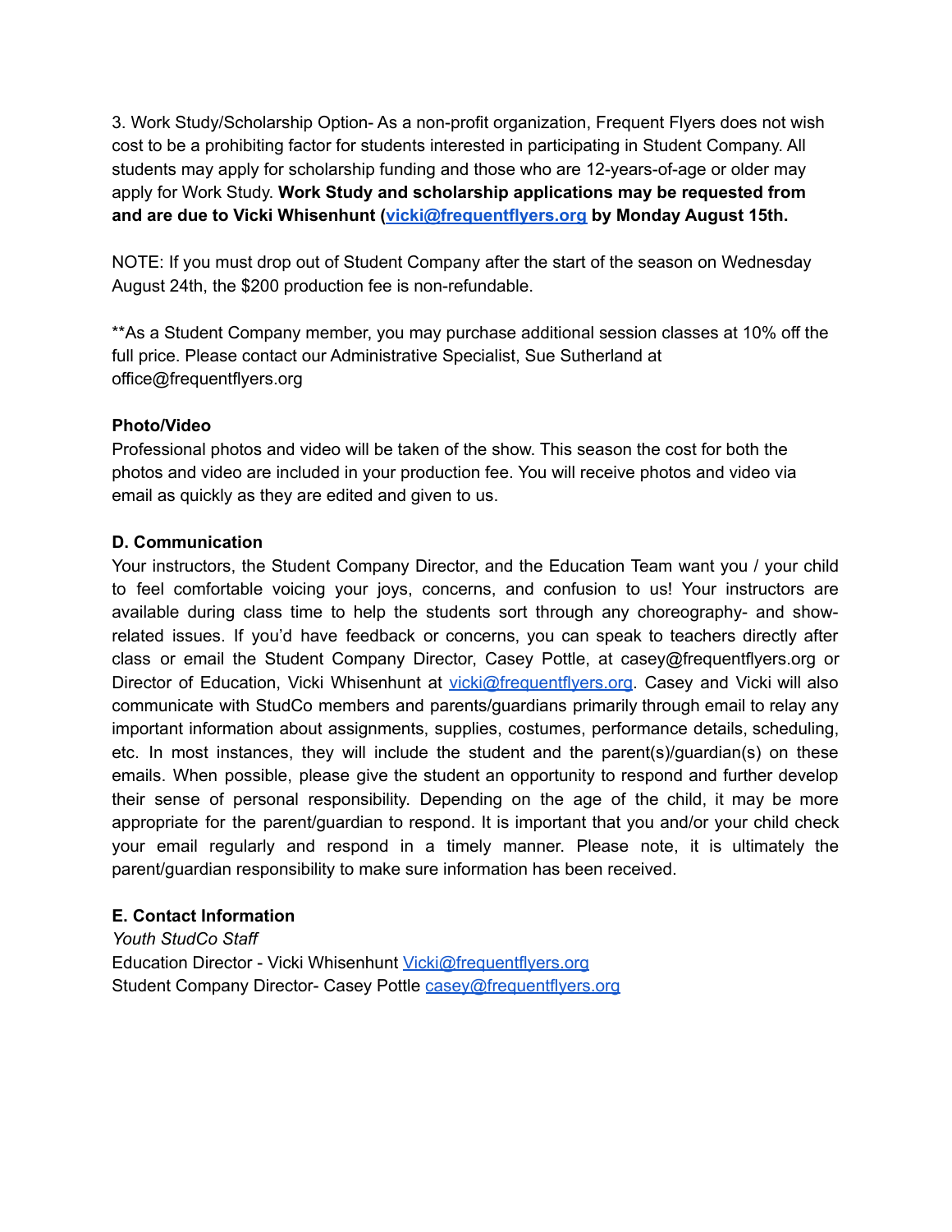3. Work Study/Scholarship Option- As a non-profit organization, Frequent Flyers does not wish cost to be a prohibiting factor for students interested in participating in Student Company. All students may apply for scholarship funding and those who are 12-years-of-age or older may apply for Work Study. **Work Study and scholarship applications may be requested from and are due to Vicki Whisenhunt (vicki@frequentflyers.org by Monday August 15th.**

NOTE: If you must drop out of Student Company after the start of the season on Wednesday August 24th, the $200 production fee is non-refundable.

**As a Student Company member, you may purchase additional session classes at 10% off the full price. Please contact our Administrative Specialist, Sue Sutherland at office@frequentflyers.org

**Photo/Video**

Professional photos and video will be taken of the show. This season the cost for both the photos and video are included in your production fee. You will receive photos and video via email as quickly as they are edited and given to us.

## D. Communication

Your instructors, the Student Company Director, and the Education Team want you / your child to feel comfortable voicing your joys, concerns, and confusion to us! Your instructors are available during class time to help the students sort through any choreography- and show-related issues. If you'd have feedback or concerns, you can speak to teachers directly after class or email the Student Company Director, Casey Pottle, at casey@frequentflyers.org or Director of Education, Vicki Whisenhunt at vicki@frequentflyers.org. Casey and Vicki will also communicate with StudCo members and parents/guardians primarily through email to relay any important information about assignments, supplies, costumes, performance details, scheduling, etc. In most instances, they will include the student and the parent(s)/guardian(s) on these emails. When possible, please give the student an opportunity to respond and further develop their sense of personal responsibility. Depending on the age of the child, it may be more appropriate for the parent/guardian to respond. It is important that you and/or your child check your email regularly and respond in a timely manner. Please note, it is ultimately the parent/guardian responsibility to make sure information has been received.

## E. Contact Information

*Youth StudCo Staff*
Education Director - Vicki Whisenhunt Vicki@frequentflyers.org
Student Company Director- Casey Pottle casey@frequentflyers.org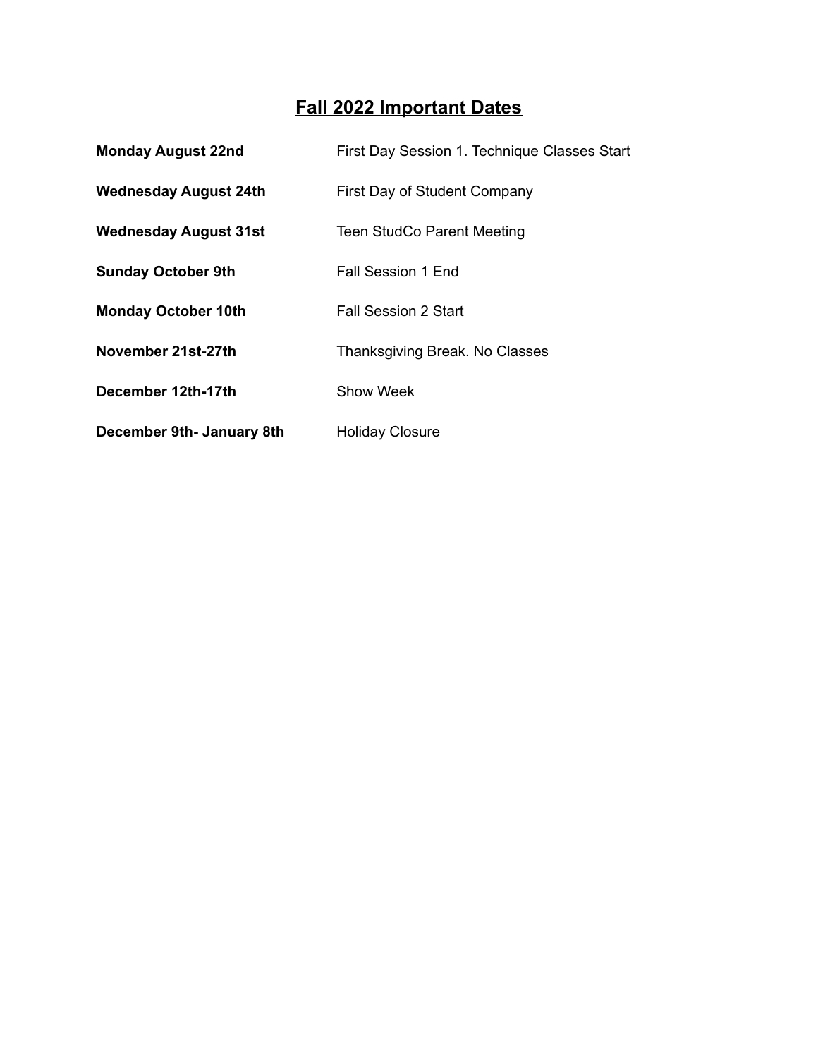# Fall 2022 Important Dates

| | |
|---|---|
| **Monday August 22nd** | First Day Session 1. Technique Classes Start |
| **Wednesday August 24th** | First Day of Student Company |
| **Wednesday August 31st** | Teen StudCo Parent Meeting |
| **Sunday October 9th** | Fall Session 1 End |
| **Monday October 10th** | Fall Session 2 Start |
| **November 21st-27th** | Thanksgiving Break. No Classes |
| **December 12th-17th** | Show Week |
| **December 9th- January 8th** | Holiday Closure |